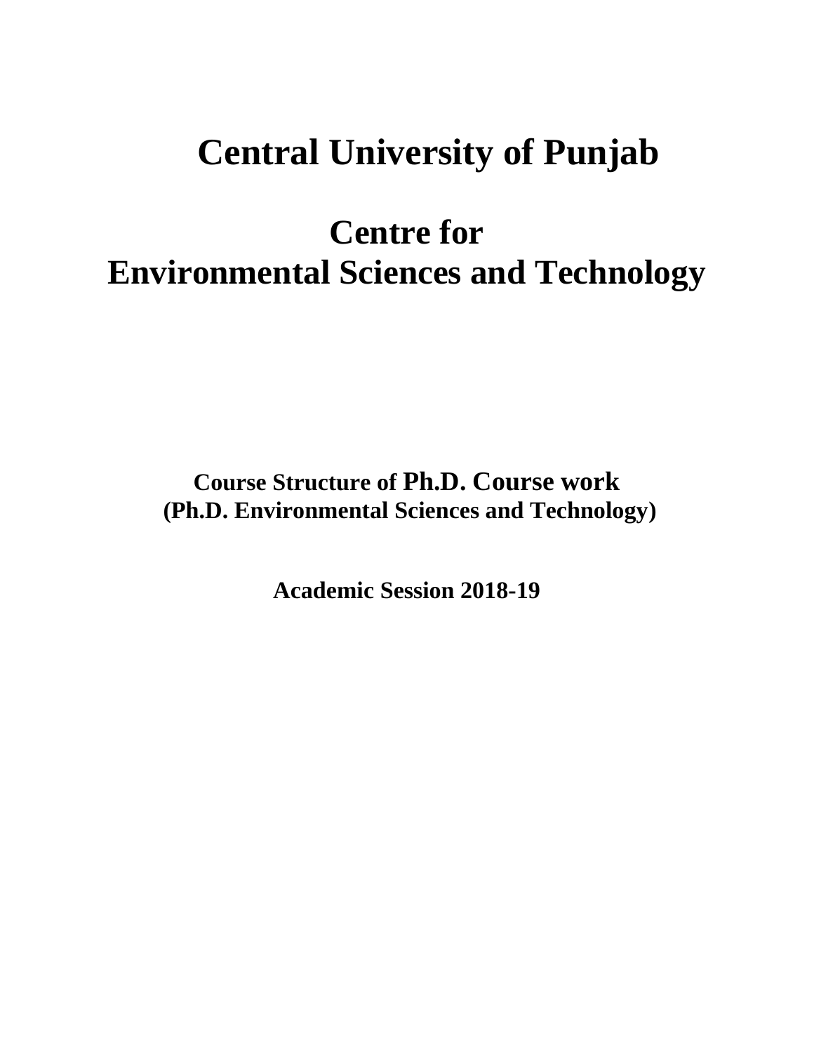# Central University of Punjab

# Centre for Environmental Sciences and Technology

**Course Structure of Ph.D. Course work**
**(Ph.D. Environmental Sciences and Technology)**

**Academic Session 2018-19**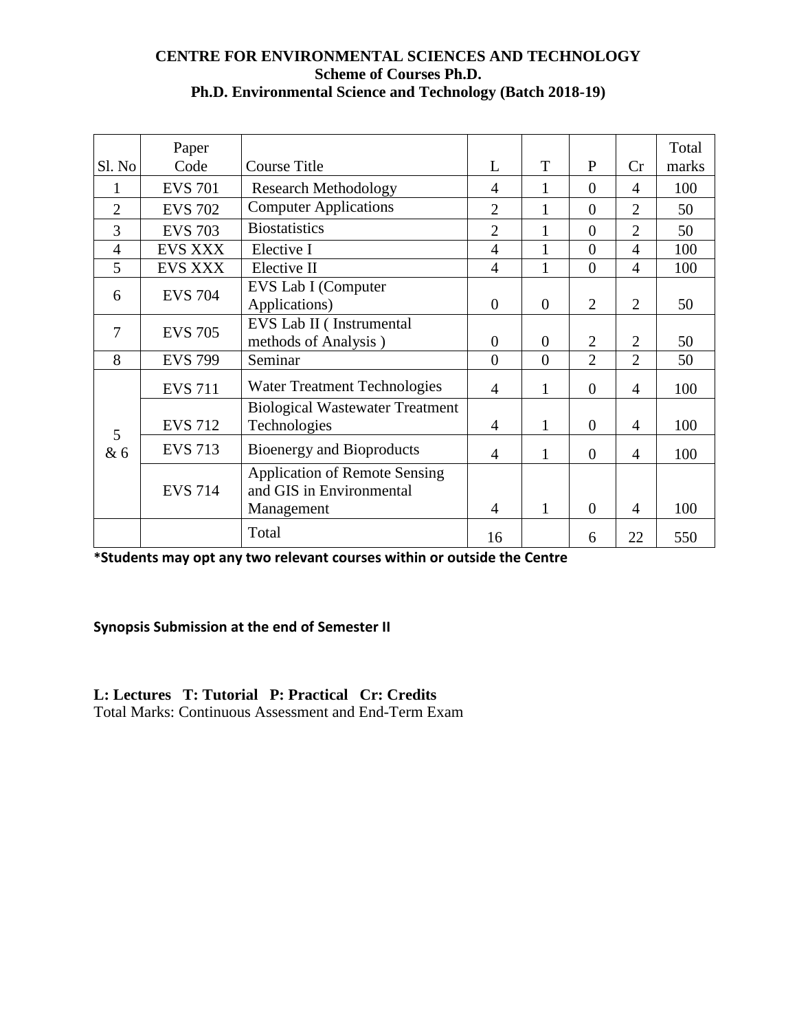# CENTRE FOR ENVIRONMENTAL SCIENCES AND TECHNOLOGY

## Scheme of Courses Ph.D.

## Ph.D. Environmental Science and Technology (Batch 2018-19)

| Sl. No | Paper Code | Course Title | L | T | P | Cr | Total marks |
|---|---|---|---|---|---|---|---|
| 1 | EVS 701 | Research Methodology | 4 | 1 | 0 | 4 | 100 |
| 2 | EVS 702 | Computer Applications | 2 | 1 | 0 | 2 | 50 |
| 3 | EVS 703 | Biostatistics | 2 | 1 | 0 | 2 | 50 |
| 4 | EVS XXX | Elective I | 4 | 1 | 0 | 4 | 100 |
| 5 | EVS XXX | Elective II | 4 | 1 | 0 | 4 | 100 |
| 6 | EVS 704 | EVS Lab I (Computer Applications) | 0 | 0 | 2 | 2 | 50 |
| 7 | EVS 705 | EVS Lab II ( Instrumental methods of Analysis ) | 0 | 0 | 2 | 2 | 50 |
| 8 | EVS 799 | Seminar | 0 | 0 | 2 | 2 | 50 |
| 5 & 6 | EVS 711 | Water Treatment Technologies | 4 | 1 | 0 | 4 | 100 |
| | EVS 712 | Biological Wastewater Treatment Technologies | 4 | 1 | 0 | 4 | 100 |
| | EVS 713 | Bioenergy and Bioproducts | 4 | 1 | 0 | 4 | 100 |
| | EVS 714 | Application of Remote Sensing and GIS in Environmental Management | 4 | 1 | 0 | 4 | 100 |
| | | Total | 16 | | 6 | 22 | 550 |

**\*Students may opt any two relevant courses within or outside the Centre**

**Synopsis Submission at the end of Semester II**

**L: Lectures T: Tutorial P: Practical Cr: Credits**

Total Marks: Continuous Assessment and End-Term Exam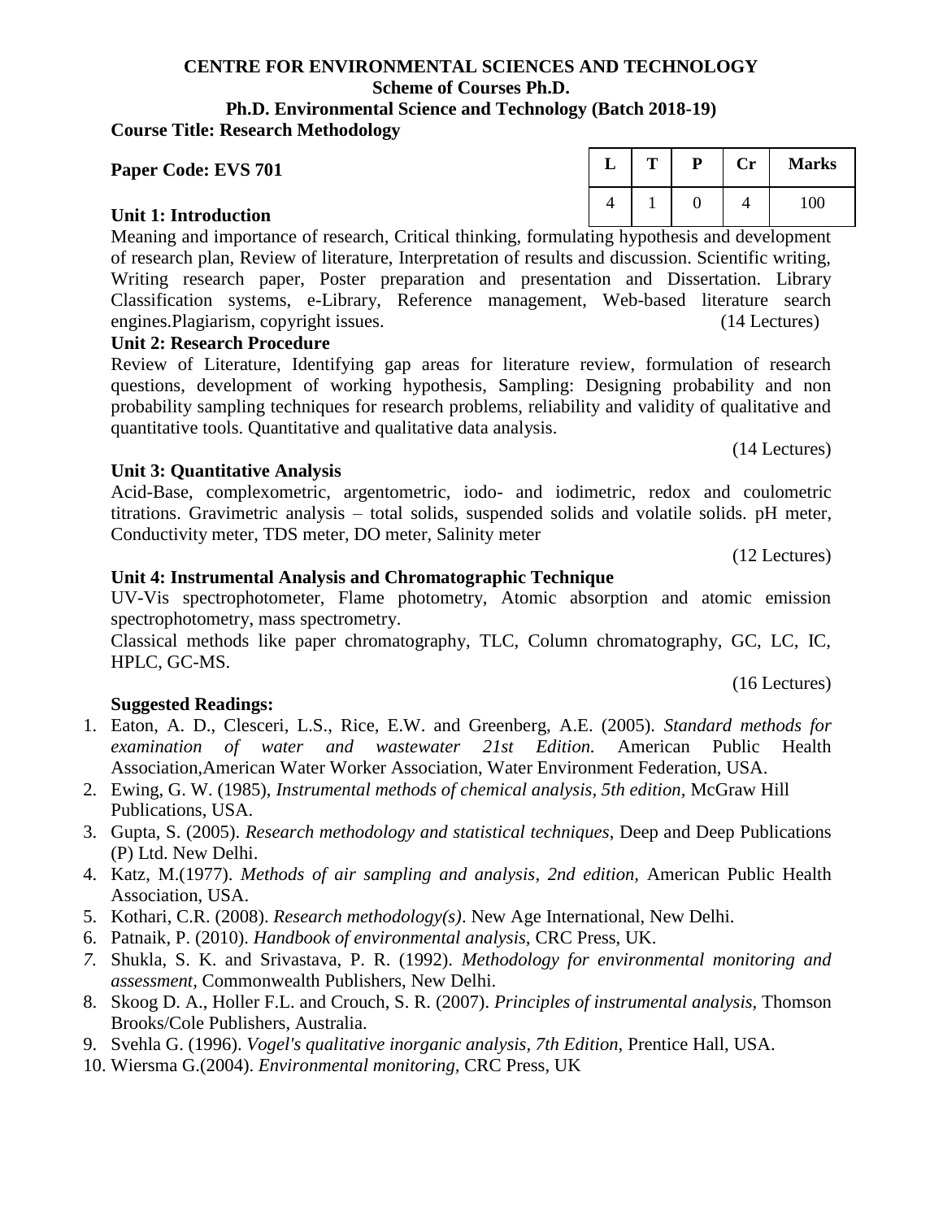# CENTRE FOR ENVIRONMENTAL SCIENCES AND TECHNOLOGY

## Scheme of Courses Ph.D.

## Ph.D. Environmental Science and Technology (Batch 2018-19)

**Course Title: Research Methodology**

**Paper Code: EVS 701**

| L | T | P | Cr | Marks |
|---|---|---|---|---|
| 4 | 1 | 0 | 4 | 100 |

**Unit 1: Introduction**

Meaning and importance of research, Critical thinking, formulating hypothesis and development of research plan, Review of literature, Interpretation of results and discussion. Scientific writing, Writing research paper, Poster preparation and presentation and Dissertation. Library Classification systems, e-Library, Reference management, Web-based literature search engines.Plagiarism, copyright issues. (14 Lectures)

**Unit 2: Research Procedure**

Review of Literature, Identifying gap areas for literature review, formulation of research questions, development of working hypothesis, Sampling: Designing probability and non probability sampling techniques for research problems, reliability and validity of qualitative and quantitative tools. Quantitative and qualitative data analysis.

(14 Lectures)

**Unit 3: Quantitative Analysis**

Acid-Base, complexometric, argentometric, iodo- and iodimetric, redox and coulometric titrations. Gravimetric analysis – total solids, suspended solids and volatile solids. pH meter, Conductivity meter, TDS meter, DO meter, Salinity meter

(12 Lectures)

**Unit 4: Instrumental Analysis and Chromatographic Technique**

UV-Vis spectrophotometer, Flame photometry, Atomic absorption and atomic emission spectrophotometry, mass spectrometry.

Classical methods like paper chromatography, TLC, Column chromatography, GC, LC, IC, HPLC, GC-MS.

(16 Lectures)

**Suggested Readings:**

1. Eaton, A. D., Clesceri, L.S., Rice, E.W. and Greenberg, A.E. (2005). *Standard methods for examination of water and wastewater 21st Edition.* American Public Health Association,American Water Worker Association, Water Environment Federation, USA.
2. Ewing, G. W. (1985), *Instrumental methods of chemical analysis, 5th edition,* McGraw Hill Publications, USA.
3. Gupta, S. (2005). *Research methodology and statistical techniques*, Deep and Deep Publications (P) Ltd. New Delhi.
4. Katz, M.(1977). *Methods of air sampling and analysis, 2nd edition,* American Public Health Association, USA.
5. Kothari, C.R. (2008). *Research methodology(s)*. New Age International, New Delhi.
6. Patnaik, P. (2010). *Handbook of environmental analysis*, CRC Press, UK.
7. Shukla, S. K. and Srivastava, P. R. (1992). *Methodology for environmental monitoring and assessment,* Commonwealth Publishers, New Delhi.
8. Skoog D. A., Holler F.L. and Crouch, S. R. (2007). *Principles of instrumental analysis,* Thomson Brooks/Cole Publishers, Australia.
9. Svehla G. (1996). *Vogel's qualitative inorganic analysis, 7th Edition,* Prentice Hall, USA.
10. Wiersma G.(2004). *Environmental monitoring,* CRC Press, UK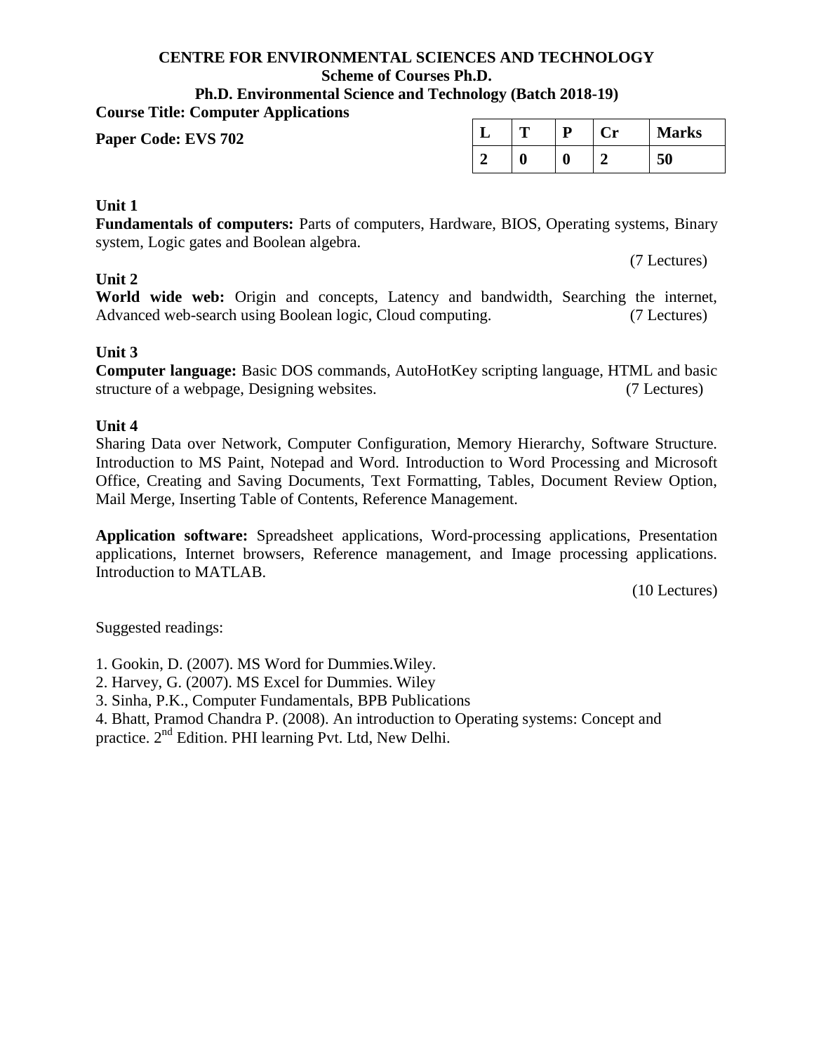**CENTRE FOR ENVIRONMENTAL SCIENCES AND TECHNOLOGY**
**Scheme of Courses Ph.D.**
**Ph.D. Environmental Science and Technology (Batch 2018-19)**

**Course Title: Computer Applications**

**Paper Code: EVS 702**

| L | T | P | Cr | Marks |
|---|---|---|---|---|
| 2 | 0 | 0 | 2 | 50 |

**Unit 1**

**Fundamentals of computers:** Parts of computers, Hardware, BIOS, Operating systems, Binary system, Logic gates and Boolean algebra.

(7 Lectures)

**Unit 2**

**World wide web:** Origin and concepts, Latency and bandwidth, Searching the internet, Advanced web-search using Boolean logic, Cloud computing. (7 Lectures)

**Unit 3**

**Computer language:** Basic DOS commands, AutoHotKey scripting language, HTML and basic structure of a webpage, Designing websites. (7 Lectures)

**Unit 4**

Sharing Data over Network, Computer Configuration, Memory Hierarchy, Software Structure. Introduction to MS Paint, Notepad and Word. Introduction to Word Processing and Microsoft Office, Creating and Saving Documents, Text Formatting, Tables, Document Review Option, Mail Merge, Inserting Table of Contents, Reference Management.

**Application software:** Spreadsheet applications, Word-processing applications, Presentation applications, Internet browsers, Reference management, and Image processing applications. Introduction to MATLAB.

(10 Lectures)

Suggested readings:

1. Gookin, D. (2007). MS Word for Dummies.Wiley.
2. Harvey, G. (2007). MS Excel for Dummies. Wiley
3. Sinha, P.K., Computer Fundamentals, BPB Publications
4. Bhatt, Pramod Chandra P. (2008). An introduction to Operating systems: Concept and practice. 2nd Edition. PHI learning Pvt. Ltd, New Delhi.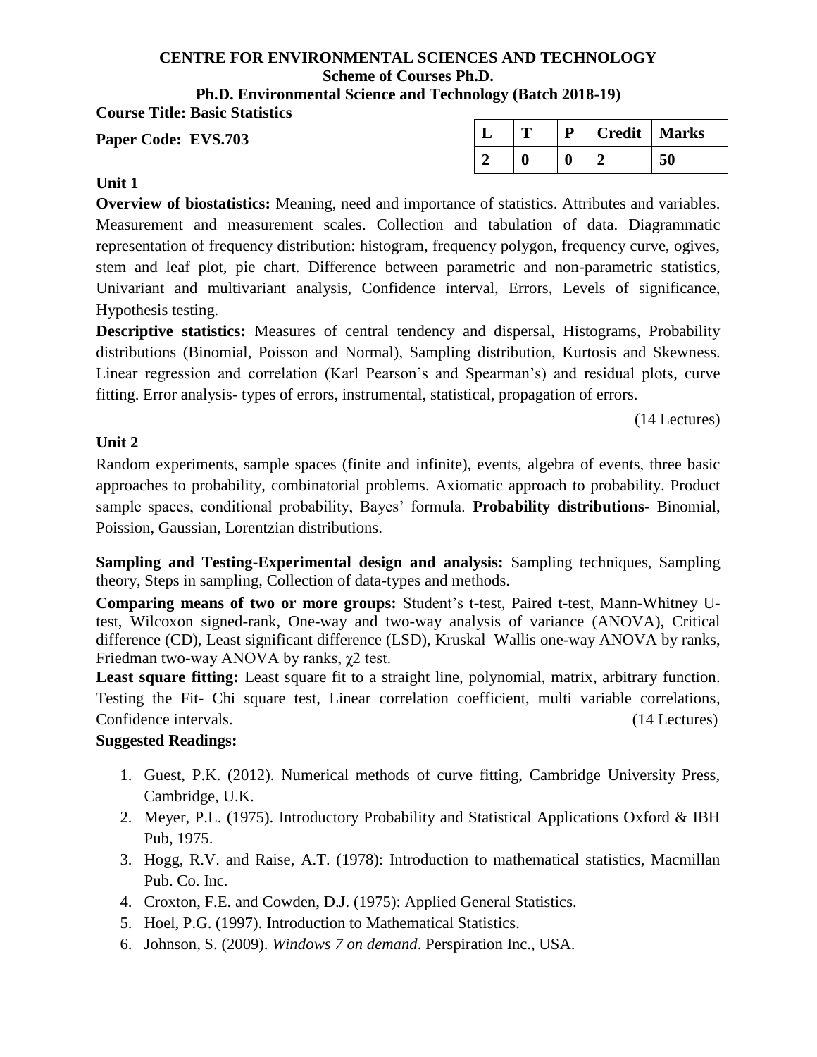**CENTRE FOR ENVIRONMENTAL SCIENCES AND TECHNOLOGY**
**Scheme of Courses Ph.D.**
**Ph.D. Environmental Science and Technology (Batch 2018-19)**

**Course Title: Basic Statistics**

**Paper Code: EVS.703**

| L | T | P | Credit | Marks |
|---|---|---|---|---|
| 2 | 0 | 0 | 2 | 50 |

**Unit 1**

**Overview of biostatistics:** Meaning, need and importance of statistics. Attributes and variables. Measurement and measurement scales. Collection and tabulation of data. Diagrammatic representation of frequency distribution: histogram, frequency polygon, frequency curve, ogives, stem and leaf plot, pie chart. Difference between parametric and non-parametric statistics, Univariant and multivariant analysis, Confidence interval, Errors, Levels of significance, Hypothesis testing.

**Descriptive statistics:** Measures of central tendency and dispersal, Histograms, Probability distributions (Binomial, Poisson and Normal), Sampling distribution, Kurtosis and Skewness. Linear regression and correlation (Karl Pearson's and Spearman's) and residual plots, curve fitting. Error analysis- types of errors, instrumental, statistical, propagation of errors.

(14 Lectures)

**Unit 2**

Random experiments, sample spaces (finite and infinite), events, algebra of events, three basic approaches to probability, combinatorial problems. Axiomatic approach to probability. Product sample spaces, conditional probability, Bayes' formula. **Probability distributions**- Binomial, Poission, Gaussian, Lorentzian distributions.

**Sampling and Testing-Experimental design and analysis:** Sampling techniques, Sampling theory, Steps in sampling, Collection of data-types and methods.

**Comparing means of two or more groups:** Student's t-test, Paired t-test, Mann-Whitney U-test, Wilcoxon signed-rank, One-way and two-way analysis of variance (ANOVA), Critical difference (CD), Least significant difference (LSD), Kruskal–Wallis one-way ANOVA by ranks, Friedman two-way ANOVA by ranks, $\chi 2$ test.

**Least square fitting:** Least square fit to a straight line, polynomial, matrix, arbitrary function. Testing the Fit- Chi square test, Linear correlation coefficient, multi variable correlations, Confidence intervals. (14 Lectures)

**Suggested Readings:**

1. Guest, P.K. (2012). Numerical methods of curve fitting, Cambridge University Press, Cambridge, U.K.
2. Meyer, P.L. (1975). Introductory Probability and Statistical Applications Oxford & IBH Pub, 1975.
3. Hogg, R.V. and Raise, A.T. (1978): Introduction to mathematical statistics, Macmillan Pub. Co. Inc.
4. Croxton, F.E. and Cowden, D.J. (1975): Applied General Statistics.
5. Hoel, P.G. (1997). Introduction to Mathematical Statistics.
6. Johnson, S. (2009). *Windows 7 on demand*. Perspiration Inc., USA.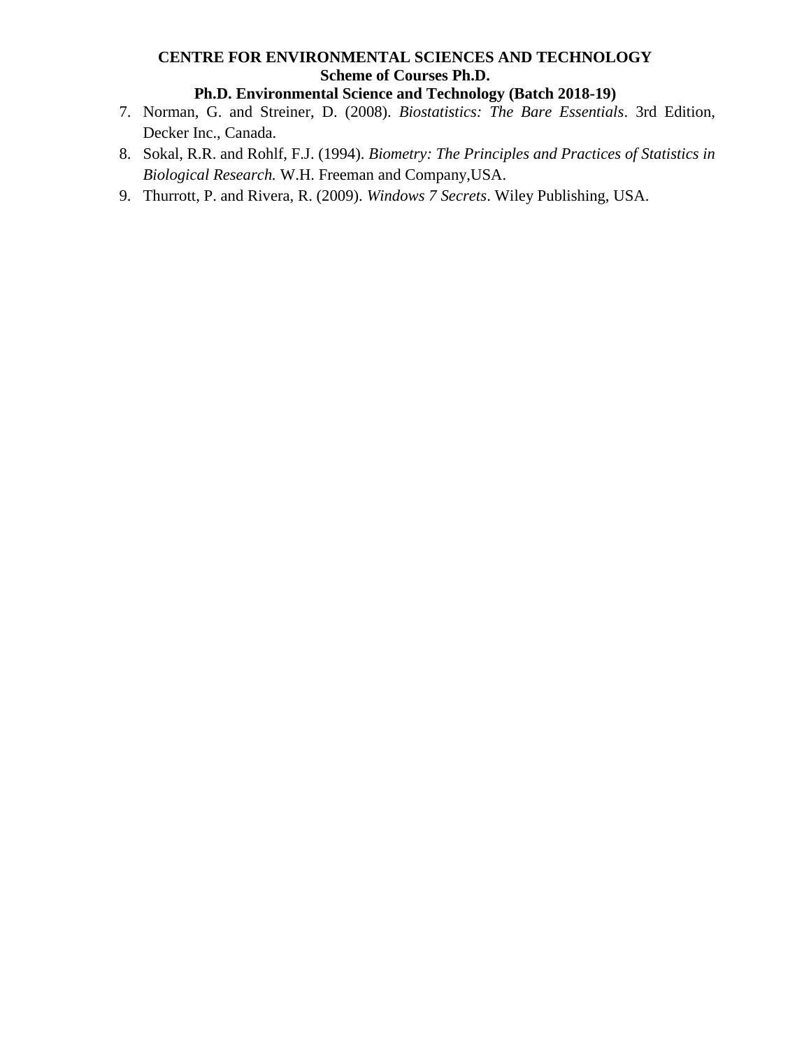7. Norman, G. and Streiner, D. (2008). *Biostatistics: The Bare Essentials*. 3rd Edition, Decker Inc., Canada.
8. Sokal, R.R. and Rohlf, F.J. (1994). *Biometry: The Principles and Practices of Statistics in Biological Research.* W.H. Freeman and Company,USA.
9. Thurrott, P. and Rivera, R. (2009). *Windows 7 Secrets*. Wiley Publishing, USA.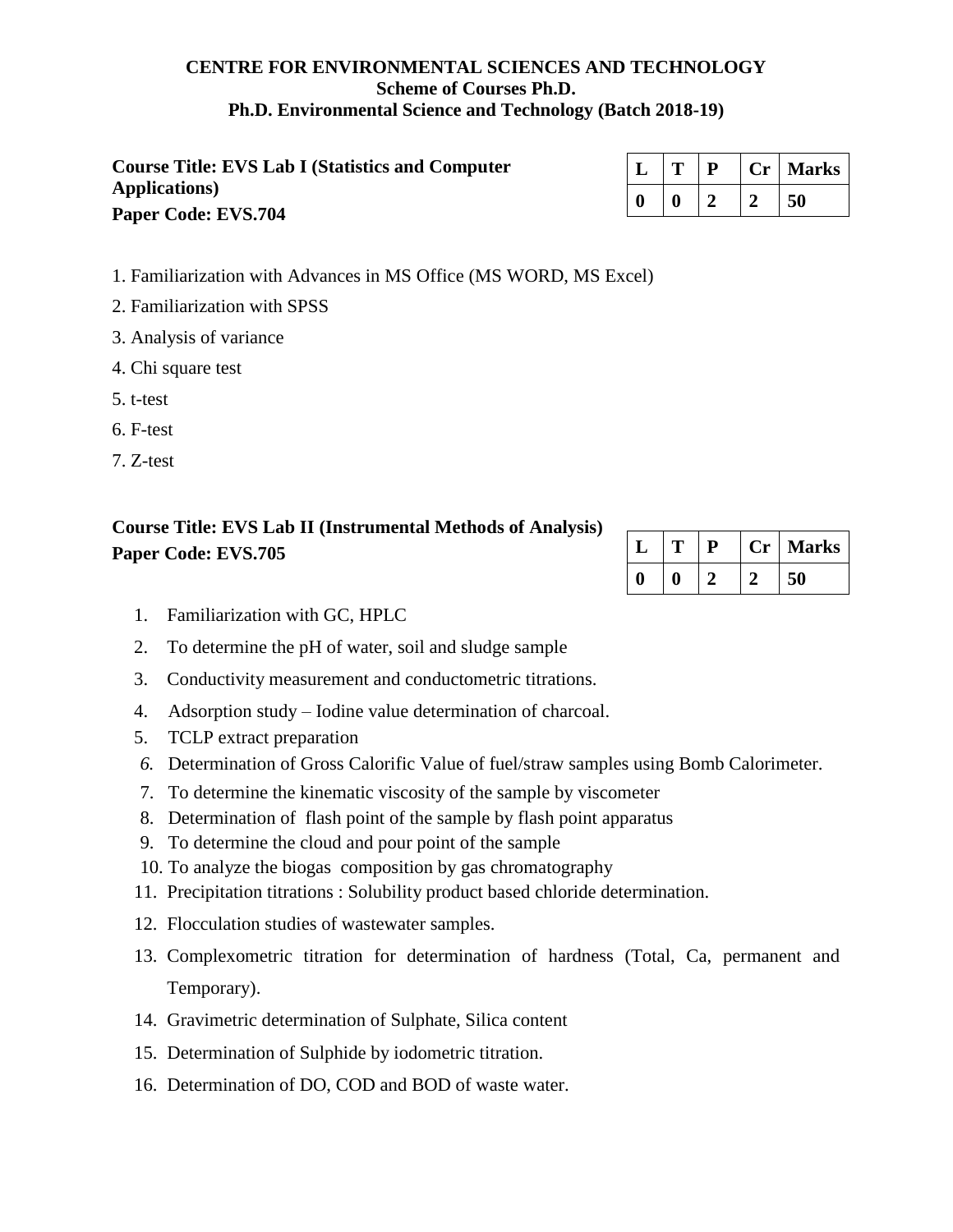**CENTRE FOR ENVIRONMENTAL SCIENCES AND TECHNOLOGY**
**Scheme of Courses Ph.D.**
**Ph.D. Environmental Science and Technology (Batch 2018-19)**

**Course Title: EVS Lab I (Statistics and Computer Applications)**
**Paper Code: EVS.704**

| L | T | P | Cr | Marks |
|---|---|---|---|---|
| 0 | 0 | 2 | 2 | 50 |

1. Familiarization with Advances in MS Office (MS WORD, MS Excel)
2. Familiarization with SPSS
3. Analysis of variance
4. Chi square test
5. t-test
6. F-test
7. Z-test

**Course Title: EVS Lab II (Instrumental Methods of Analysis)**
**Paper Code: EVS.705**

| L | T | P | Cr | Marks |
|---|---|---|---|---|
| 0 | 0 | 2 | 2 | 50 |

1. Familiarization with GC, HPLC
2. To determine the pH of water, soil and sludge sample
3. Conductivity measurement and conductometric titrations.
4. Adsorption study – Iodine value determination of charcoal.
5. TCLP extract preparation
6. Determination of Gross Calorific Value of fuel/straw samples using Bomb Calorimeter.
7. To determine the kinematic viscosity of the sample by viscometer
8. Determination of flash point of the sample by flash point apparatus
9. To determine the cloud and pour point of the sample
10. To analyze the biogas composition by gas chromatography
11. Precipitation titrations : Solubility product based chloride determination.
12. Flocculation studies of wastewater samples.
13. Complexometric titration for determination of hardness (Total, Ca, permanent and Temporary).
14. Gravimetric determination of Sulphate, Silica content
15. Determination of Sulphide by iodometric titration.
16. Determination of DO, COD and BOD of waste water.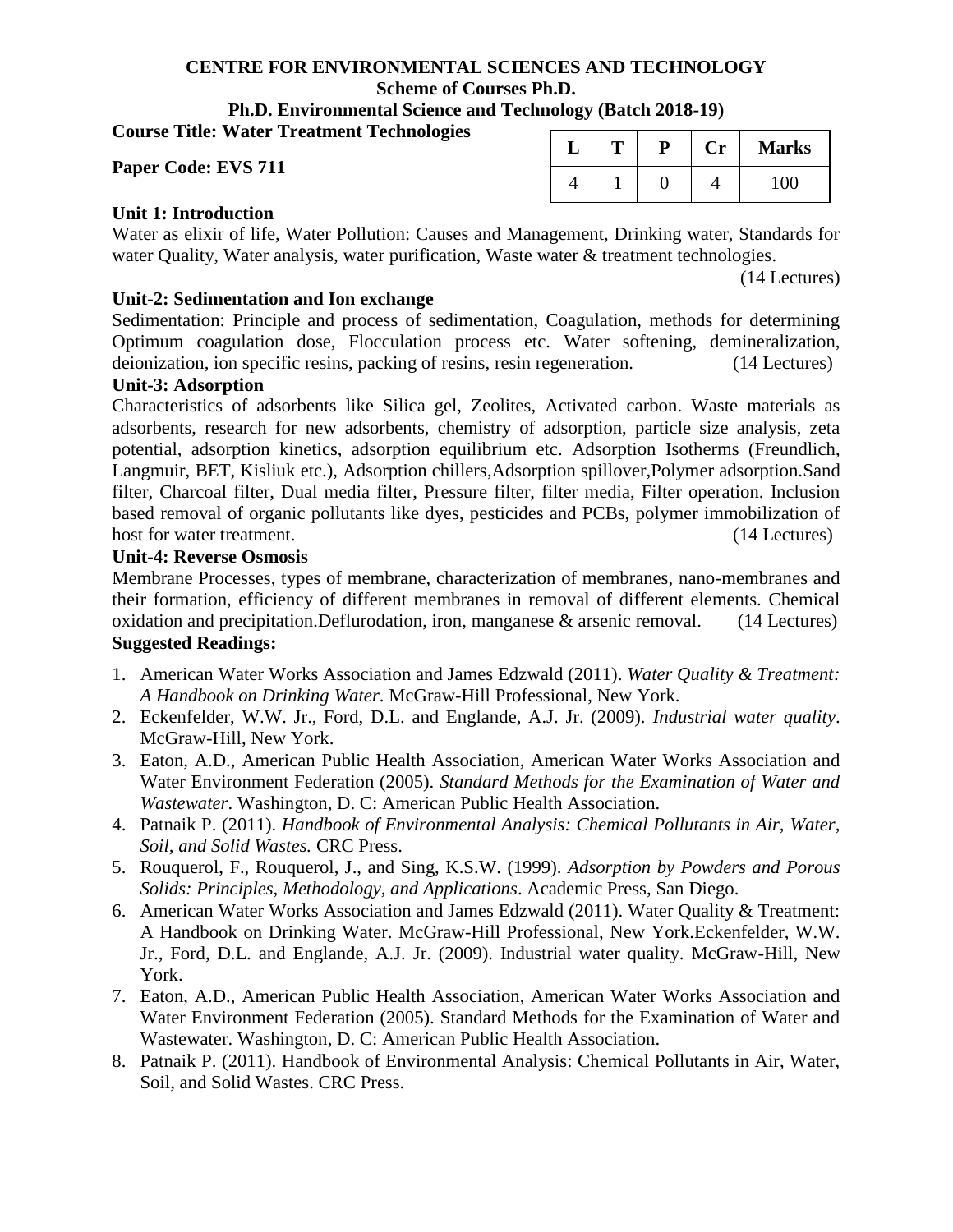**CENTRE FOR ENVIRONMENTAL SCIENCES AND TECHNOLOGY**
**Scheme of Courses Ph.D.**
**Ph.D. Environmental Science and Technology (Batch 2018-19)**

**Course Title: Water Treatment Technologies**

**Paper Code: EVS 711**

| L | T | P | Cr | Marks |
|---|---|---|---|---|
| 4 | 1 | 0 | 4 | 100 |

**Unit 1: Introduction**

Water as elixir of life, Water Pollution: Causes and Management, Drinking water, Standards for water Quality, Water analysis, water purification, Waste water & treatment technologies. (14 Lectures)

**Unit-2: Sedimentation and Ion exchange**

Sedimentation: Principle and process of sedimentation, Coagulation, methods for determining Optimum coagulation dose, Flocculation process etc. Water softening, demineralization, deionization, ion specific resins, packing of resins, resin regeneration. (14 Lectures)

**Unit-3: Adsorption**

Characteristics of adsorbents like Silica gel, Zeolites, Activated carbon. Waste materials as adsorbents, research for new adsorbents, chemistry of adsorption, particle size analysis, zeta potential, adsorption kinetics, adsorption equilibrium etc. Adsorption Isotherms (Freundlich, Langmuir, BET, Kisliuk etc.), Adsorption chillers,Adsorption spillover,Polymer adsorption.Sand filter, Charcoal filter, Dual media filter, Pressure filter, filter media, Filter operation. Inclusion based removal of organic pollutants like dyes, pesticides and PCBs, polymer immobilization of host for water treatment. (14 Lectures)

**Unit-4: Reverse Osmosis**

Membrane Processes, types of membrane, characterization of membranes, nano-membranes and their formation, efficiency of different membranes in removal of different elements. Chemical oxidation and precipitation.Deflurodation, iron, manganese & arsenic removal. (14 Lectures)

**Suggested Readings:**

1. American Water Works Association and James Edzwald (2011). *Water Quality & Treatment: A Handbook on Drinking Water*. McGraw-Hill Professional, New York.
2. Eckenfelder, W.W. Jr., Ford, D.L. and Englande, A.J. Jr. (2009). *Industrial water quality*. McGraw-Hill, New York.
3. Eaton, A.D., American Public Health Association, American Water Works Association and Water Environment Federation (2005). *Standard Methods for the Examination of Water and Wastewater*. Washington, D. C: American Public Health Association.
4. Patnaik P. (2011). *Handbook of Environmental Analysis: Chemical Pollutants in Air, Water, Soil, and Solid Wastes.* CRC Press.
5. Rouquerol, F., Rouquerol, J., and Sing, K.S.W. (1999). *Adsorption by Powders and Porous Solids: Principles, Methodology, and Applications*. Academic Press, San Diego.
6. American Water Works Association and James Edzwald (2011). Water Quality & Treatment: A Handbook on Drinking Water. McGraw-Hill Professional, New York.Eckenfelder, W.W. Jr., Ford, D.L. and Englande, A.J. Jr. (2009). Industrial water quality. McGraw-Hill, New York.
7. Eaton, A.D., American Public Health Association, American Water Works Association and Water Environment Federation (2005). Standard Methods for the Examination of Water and Wastewater. Washington, D. C: American Public Health Association.
8. Patnaik P. (2011). Handbook of Environmental Analysis: Chemical Pollutants in Air, Water, Soil, and Solid Wastes. CRC Press.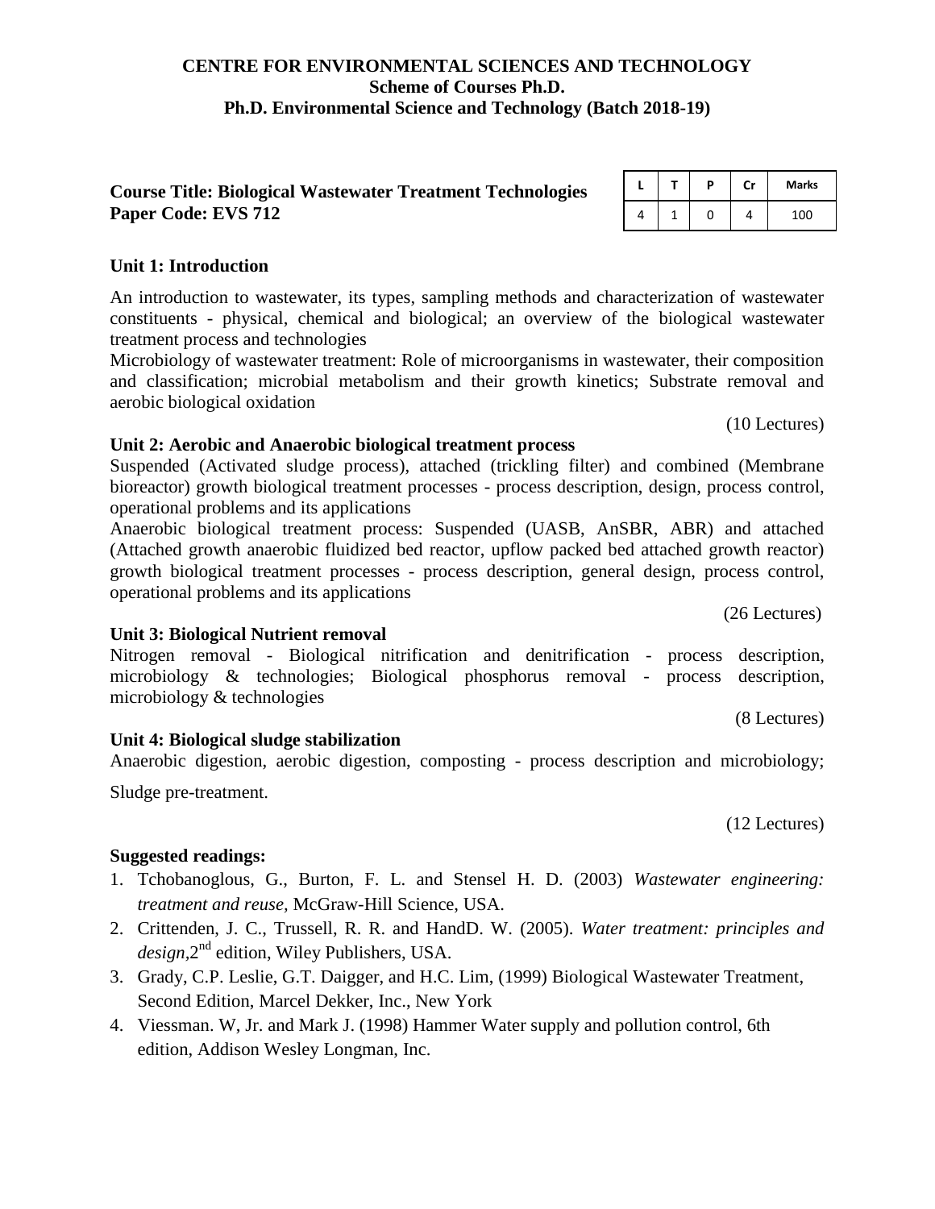**CENTRE FOR ENVIRONMENTAL SCIENCES AND TECHNOLOGY**
**Scheme of Courses Ph.D.**
**Ph.D. Environmental Science and Technology (Batch 2018-19)**

**Course Title: Biological Wastewater Treatment Technologies**
**Paper Code: EVS 712**

| L | T | P | Cr | Marks |
|---|---|---|---|---|
| 4 | 1 | 0 | 4 | 100 |

**Unit 1: Introduction**

An introduction to wastewater, its types, sampling methods and characterization of wastewater constituents - physical, chemical and biological; an overview of the biological wastewater treatment process and technologies

Microbiology of wastewater treatment: Role of microorganisms in wastewater, their composition and classification; microbial metabolism and their growth kinetics; Substrate removal and aerobic biological oxidation

(10 Lectures)

**Unit 2: Aerobic and Anaerobic biological treatment process**

Suspended (Activated sludge process), attached (trickling filter) and combined (Membrane bioreactor) growth biological treatment processes - process description, design, process control, operational problems and its applications

Anaerobic biological treatment process: Suspended (UASB, AnSBR, ABR) and attached (Attached growth anaerobic fluidized bed reactor, upflow packed bed attached growth reactor) growth biological treatment processes - process description, general design, process control, operational problems and its applications

(26 Lectures)

**Unit 3: Biological Nutrient removal**

Nitrogen removal - Biological nitrification and denitrification - process description, microbiology & technologies; Biological phosphorus removal - process description, microbiology & technologies

(8 Lectures)

**Unit 4: Biological sludge stabilization**

Anaerobic digestion, aerobic digestion, composting - process description and microbiology; Sludge pre-treatment.

(12 Lectures)

**Suggested readings:**

1. Tchobanoglous, G., Burton, F. L. and Stensel H. D. (2003) *Wastewater engineering: treatment and reuse*, McGraw-Hill Science, USA.
2. Crittenden, J. C., Trussell, R. R. and HandD. W. (2005). *Water treatment: principles and design*,2nd edition, Wiley Publishers, USA.
3. Grady, C.P. Leslie, G.T. Daigger, and H.C. Lim, (1999) Biological Wastewater Treatment, Second Edition, Marcel Dekker, Inc., New York
4. Viessman. W, Jr. and Mark J. (1998) Hammer Water supply and pollution control, 6th edition, Addison Wesley Longman, Inc.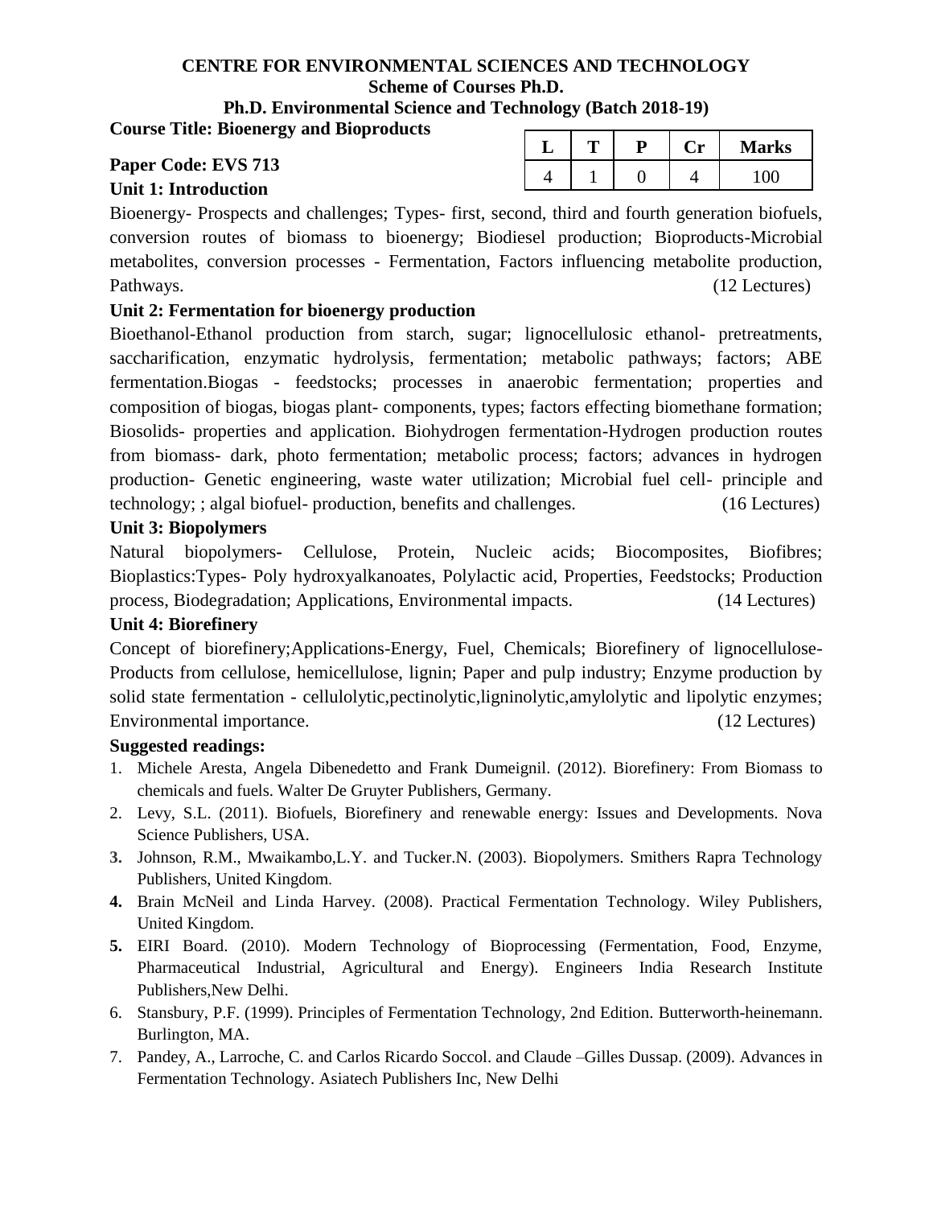**CENTRE FOR ENVIRONMENTAL SCIENCES AND TECHNOLOGY**
**Scheme of Courses Ph.D.**
**Ph.D. Environmental Science and Technology (Batch 2018-19)**

**Course Title: Bioenergy and Bioproducts**

**Paper Code: EVS 713**

| L | T | P | Cr | Marks |
|---|---|---|---|---|
| 4 | 1 | 0 | 4 | 100 |

**Unit 1: Introduction**

Bioenergy- Prospects and challenges; Types- first, second, third and fourth generation biofuels, conversion routes of biomass to bioenergy; Biodiesel production; Bioproducts-Microbial metabolites, conversion processes - Fermentation, Factors influencing metabolite production, Pathways. (12 Lectures)

**Unit 2: Fermentation for bioenergy production**

Bioethanol-Ethanol production from starch, sugar; lignocellulosic ethanol- pretreatments, saccharification, enzymatic hydrolysis, fermentation; metabolic pathways; factors; ABE fermentation.Biogas - feedstocks; processes in anaerobic fermentation; properties and composition of biogas, biogas plant- components, types; factors effecting biomethane formation; Biosolids- properties and application. Biohydrogen fermentation-Hydrogen production routes from biomass- dark, photo fermentation; metabolic process; factors; advances in hydrogen production- Genetic engineering, waste water utilization; Microbial fuel cell- principle and technology; ; algal biofuel- production, benefits and challenges. (16 Lectures)

**Unit 3: Biopolymers**

Natural biopolymers- Cellulose, Protein, Nucleic acids; Biocomposites, Biofibres; Bioplastics:Types- Poly hydroxyalkanoates, Polylactic acid, Properties, Feedstocks; Production process, Biodegradation; Applications, Environmental impacts. (14 Lectures)

**Unit 4: Biorefinery**

Concept of biorefinery;Applications-Energy, Fuel, Chemicals; Biorefinery of lignocellulose-Products from cellulose, hemicellulose, lignin; Paper and pulp industry; Enzyme production by solid state fermentation - cellulolytic,pectinolytic,ligninolytic,amylolytic and lipolytic enzymes; Environmental importance. (12 Lectures)

**Suggested readings:**

1. Michele Aresta, Angela Dibenedetto and Frank Dumeignil. (2012). Biorefinery: From Biomass to chemicals and fuels. Walter De Gruyter Publishers, Germany.
2. Levy, S.L. (2011). Biofuels, Biorefinery and renewable energy: Issues and Developments. Nova Science Publishers, USA.
3. Johnson, R.M., Mwaikambo,L.Y. and Tucker.N. (2003). Biopolymers. Smithers Rapra Technology Publishers, United Kingdom.
4. Brain McNeil and Linda Harvey. (2008). Practical Fermentation Technology. Wiley Publishers, United Kingdom.
5. EIRI Board. (2010). Modern Technology of Bioprocessing (Fermentation, Food, Enzyme, Pharmaceutical Industrial, Agricultural and Energy). Engineers India Research Institute Publishers,New Delhi.
6. Stansbury, P.F. (1999). Principles of Fermentation Technology, 2nd Edition. Butterworth-heinemann. Burlington, MA.
7. Pandey, A., Larroche, C. and Carlos Ricardo Soccol. and Claude –Gilles Dussap. (2009). Advances in Fermentation Technology. Asiatech Publishers Inc, New Delhi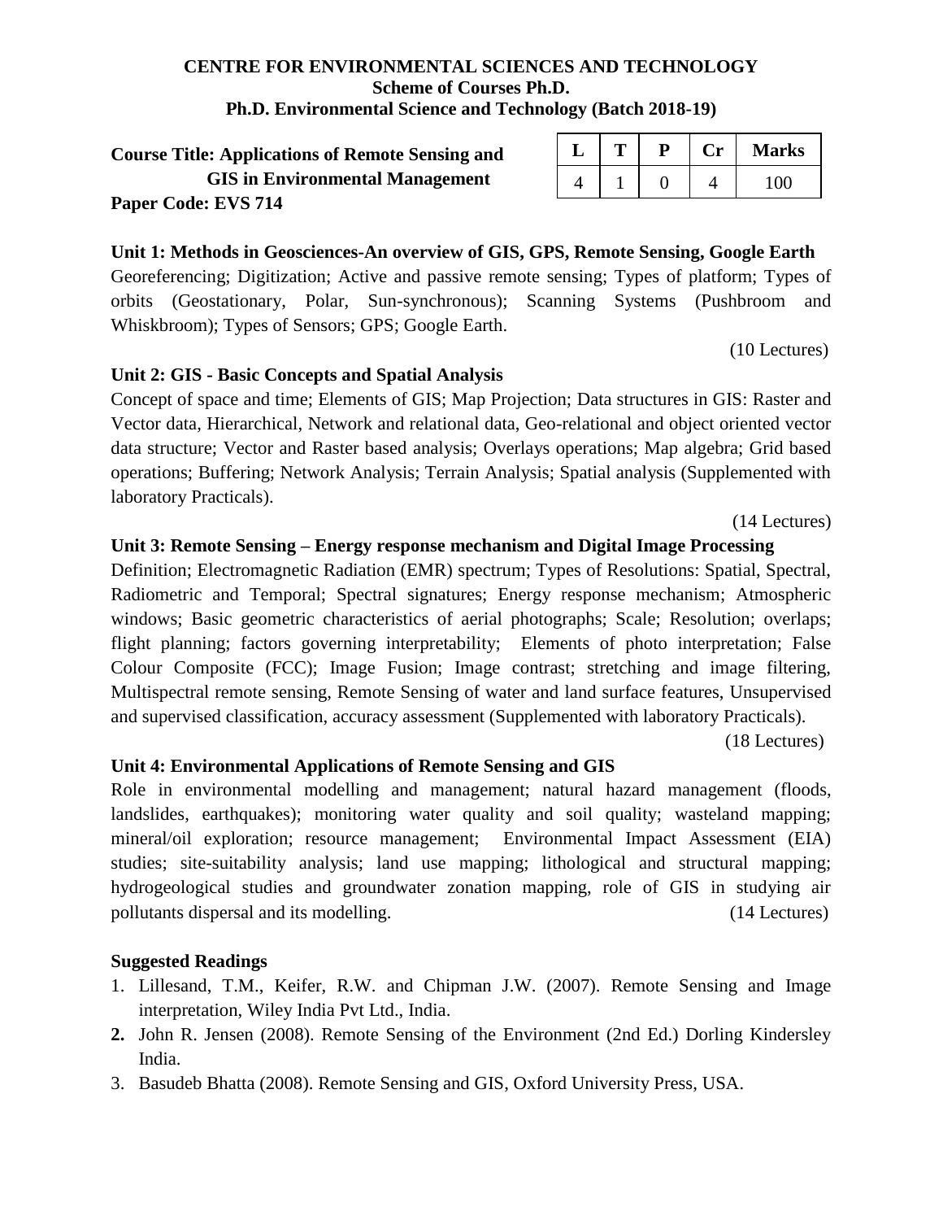**CENTRE FOR ENVIRONMENTAL SCIENCES AND TECHNOLOGY**
**Scheme of Courses Ph.D.**
**Ph.D. Environmental Science and Technology (Batch 2018-19)**

**Course Title: Applications of Remote Sensing and GIS in Environmental Management**
**Paper Code: EVS 714**

| L | T | P | Cr | Marks |
|---|---|---|---|---|
| 4 | 1 | 0 | 4 | 100 |

**Unit 1: Methods in Geosciences-An overview of GIS, GPS, Remote Sensing, Google Earth**

Georeferencing; Digitization; Active and passive remote sensing; Types of platform; Types of orbits (Geostationary, Polar, Sun-synchronous); Scanning Systems (Pushbroom and Whiskbroom); Types of Sensors; GPS; Google Earth.

(10 Lectures)

**Unit 2: GIS - Basic Concepts and Spatial Analysis**

Concept of space and time; Elements of GIS; Map Projection; Data structures in GIS: Raster and Vector data, Hierarchical, Network and relational data, Geo-relational and object oriented vector data structure; Vector and Raster based analysis; Overlays operations; Map algebra; Grid based operations; Buffering; Network Analysis; Terrain Analysis; Spatial analysis (Supplemented with laboratory Practicals).

(14 Lectures)

**Unit 3: Remote Sensing – Energy response mechanism and Digital Image Processing**

Definition; Electromagnetic Radiation (EMR) spectrum; Types of Resolutions: Spatial, Spectral, Radiometric and Temporal; Spectral signatures; Energy response mechanism; Atmospheric windows; Basic geometric characteristics of aerial photographs; Scale; Resolution; overlaps; flight planning; factors governing interpretability; Elements of photo interpretation; False Colour Composite (FCC); Image Fusion; Image contrast; stretching and image filtering, Multispectral remote sensing, Remote Sensing of water and land surface features, Unsupervised and supervised classification, accuracy assessment (Supplemented with laboratory Practicals).

(18 Lectures)

**Unit 4: Environmental Applications of Remote Sensing and GIS**

Role in environmental modelling and management; natural hazard management (floods, landslides, earthquakes); monitoring water quality and soil quality; wasteland mapping; mineral/oil exploration; resource management; Environmental Impact Assessment (EIA) studies; site-suitability analysis; land use mapping; lithological and structural mapping; hydrogeological studies and groundwater zonation mapping, role of GIS in studying air pollutants dispersal and its modelling. (14 Lectures)

**Suggested Readings**

1. Lillesand, T.M., Keifer, R.W. and Chipman J.W. (2007). Remote Sensing and Image interpretation, Wiley India Pvt Ltd., India.
2. John R. Jensen (2008). Remote Sensing of the Environment (2nd Ed.) Dorling Kindersley India.
3. Basudeb Bhatta (2008). Remote Sensing and GIS, Oxford University Press, USA.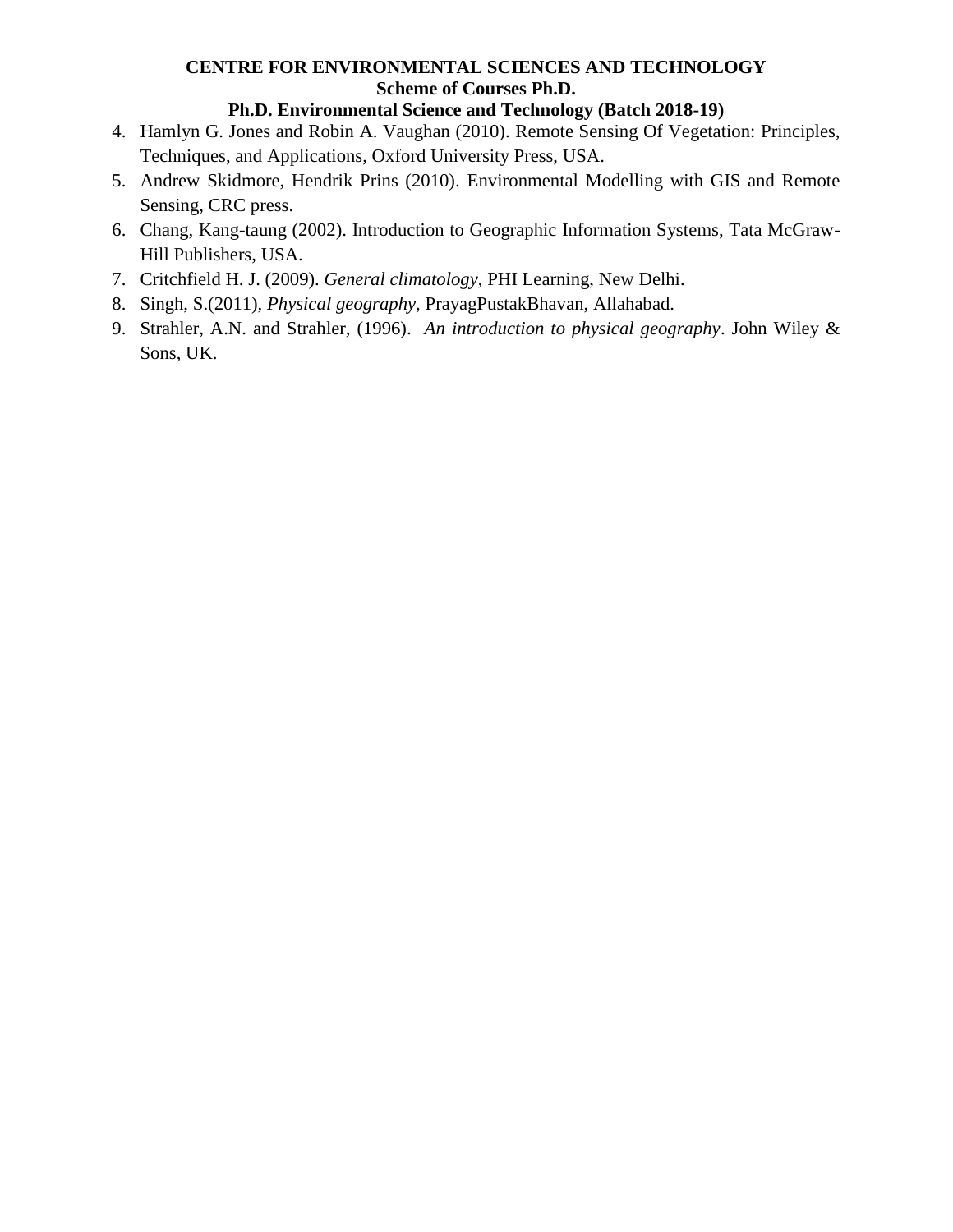4. Hamlyn G. Jones and Robin A. Vaughan (2010). Remote Sensing Of Vegetation: Principles, Techniques, and Applications, Oxford University Press, USA.
5. Andrew Skidmore, Hendrik Prins (2010). Environmental Modelling with GIS and Remote Sensing, CRC press.
6. Chang, Kang-taung (2002). Introduction to Geographic Information Systems, Tata McGraw-Hill Publishers, USA.
7. Critchfield H. J. (2009). *General climatology*, PHI Learning, New Delhi.
8. Singh, S.(2011), *Physical geography*, PrayagPustakBhavan, Allahabad.
9. Strahler, A.N. and Strahler, (1996). *An introduction to physical geography*. John Wiley & Sons, UK.